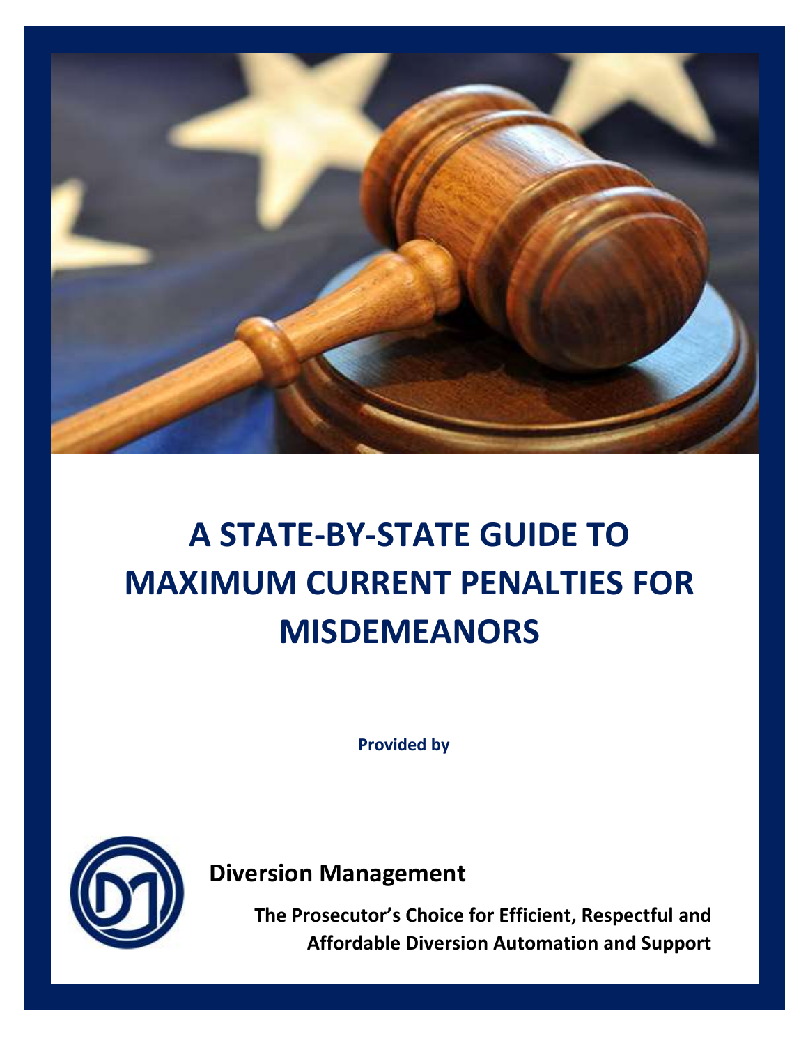# A STATE-BY-STATE GUIDE TO MAXIMUM CURRENT PENALTIES FOR MISDEMEANORS

**Provided by**

**Diversion Management**

**The Prosecutor's Choice for Efficient, Respectful and Affordable Diversion Automation and Support**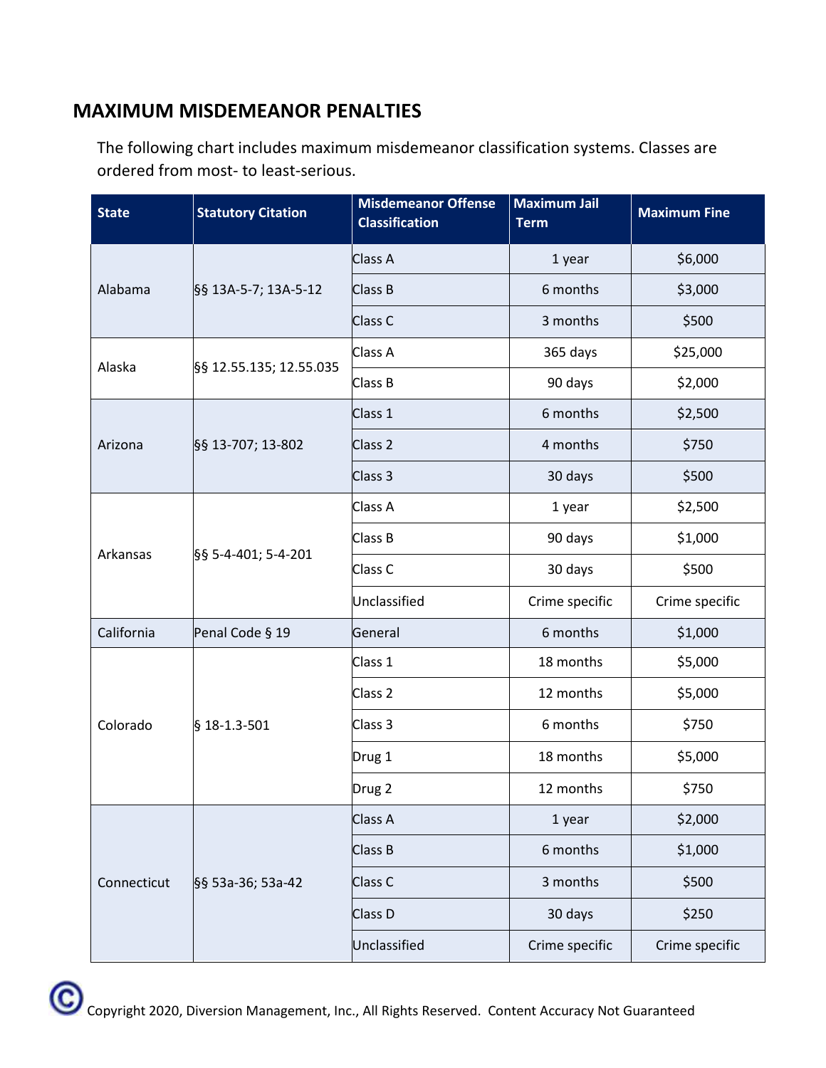## MAXIMUM MISDEMEANOR PENALTIES

The following chart includes maximum misdemeanor classification systems. Classes are ordered from most- to least-serious.

| State | Statutory Citation | Misdemeanor Offense Classification | Maximum Jail Term | Maximum Fine |
|---|---|---|---|---|
| Alabama | §§ 13A-5-7; 13A-5-12 | Class A | 1 year | $6,000 |
| | | Class B | 6 months | $3,000 |
| | | Class C | 3 months | $500 |
| Alaska | §§ 12.55.135; 12.55.035 | Class A | 365 days | $25,000 |
| | | Class B | 90 days | $2,000 |
| Arizona | §§ 13-707; 13-802 | Class 1 | 6 months | $2,500 |
| | | Class 2 | 4 months | $750 |
| | | Class 3 | 30 days | $500 |
| Arkansas | §§ 5-4-401; 5-4-201 | Class A | 1 year | $2,500 |
| | | Class B | 90 days | $1,000 |
| | | Class C | 30 days | $500 |
| | | Unclassified | Crime specific | Crime specific |
| California | Penal Code § 19 | General | 6 months | $1,000 |
| Colorado | § 18-1.3-501 | Class 1 | 18 months | $5,000 |
| | | Class 2 | 12 months | $5,000 |
| | | Class 3 | 6 months | $750 |
| | | Drug 1 | 18 months | $5,000 |
| | | Drug 2 | 12 months | $750 |
| Connecticut | §§ 53a-36; 53a-42 | Class A | 1 year | $2,000 |
| | | Class B | 6 months | $1,000 |
| | | Class C | 3 months | $500 |
| | | Class D | 30 days | $250 |
| | | Unclassified | Crime specific | Crime specific |

Copyright 2020, Diversion Management, Inc., All Rights Reserved. Content Accuracy Not Guaranteed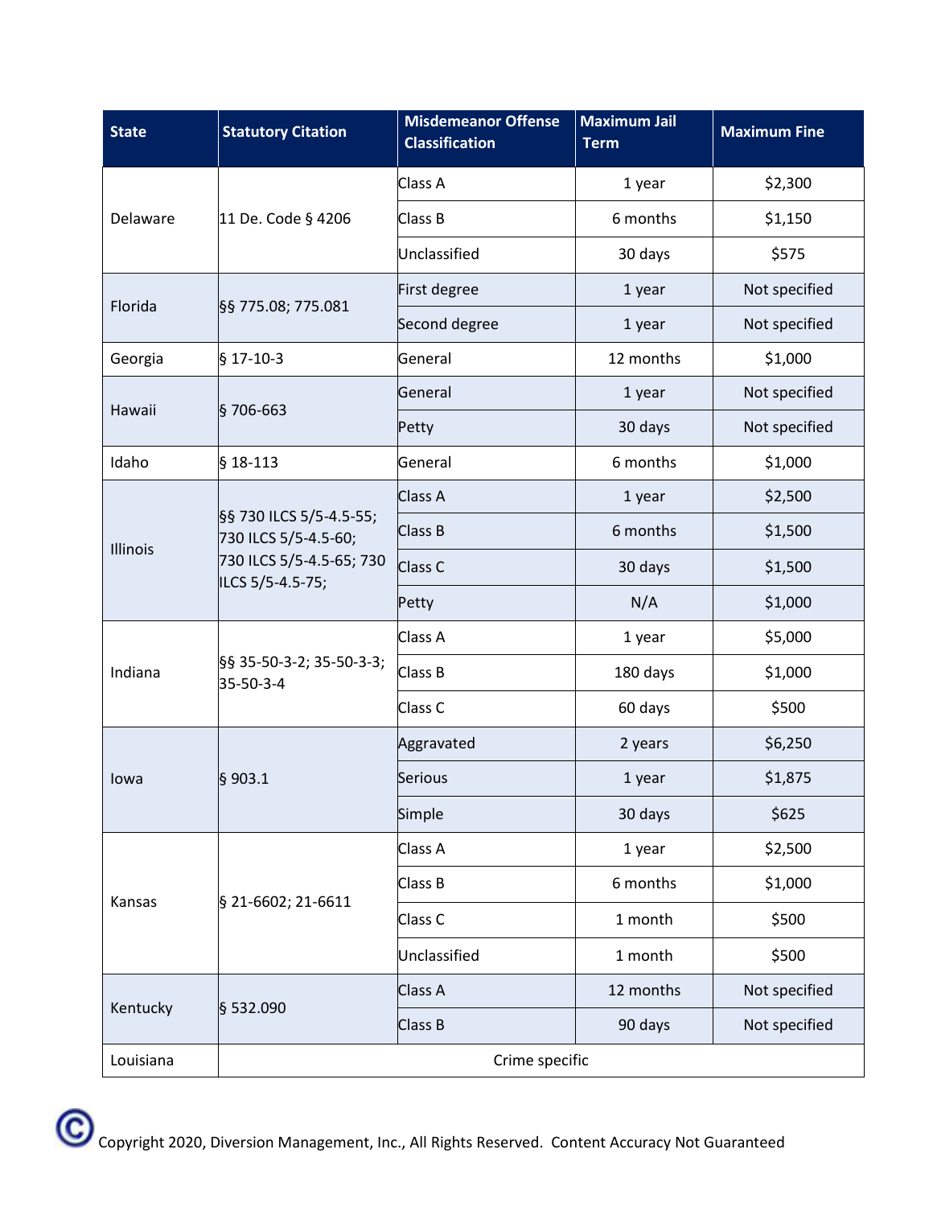| State | Statutory Citation | Misdemeanor Offense Classification | Maximum Jail Term | Maximum Fine |
|---|---|---|---|---|
| Delaware | 11 De. Code § 4206 | Class A | 1 year | $2,300 |
| | | Class B | 6 months | $1,150 |
| | | Unclassified | 30 days | $575 |
| Florida | §§ 775.08; 775.081 | First degree | 1 year | Not specified |
| | | Second degree | 1 year | Not specified |
| Georgia | § 17-10-3 | General | 12 months | $1,000 |
| Hawaii | § 706-663 | General | 1 year | Not specified |
| | | Petty | 30 days | Not specified |
| Idaho | § 18-113 | General | 6 months | $1,000 |
| Illinois | §§ 730 ILCS 5/5-4.5-55; 730 ILCS 5/5-4.5-60; 730 ILCS 5/5-4.5-65; 730 ILCS 5/5-4.5-75; | Class A | 1 year | $2,500 |
| | | Class B | 6 months | $1,500 |
| | | Class C | 30 days | $1,500 |
| | | Petty | N/A | $1,000 |
| Indiana | §§ 35-50-3-2; 35-50-3-3; 35-50-3-4 | Class A | 1 year | $5,000 |
| | | Class B | 180 days | $1,000 |
| | | Class C | 60 days | $500 |
| Iowa | § 903.1 | Aggravated | 2 years | $6,250 |
| | | Serious | 1 year | $1,875 |
| | | Simple | 30 days | $625 |
| Kansas | § 21-6602; 21-6611 | Class A | 1 year | $2,500 |
| | | Class B | 6 months | $1,000 |
| | | Class C | 1 month | $500 |
| | | Unclassified | 1 month | $500 |
| Kentucky | § 532.090 | Class A | 12 months | Not specified |
| | | Class B | 90 days | Not specified |
| Louisiana | Crime specific | | | |

Copyright 2020, Diversion Management, Inc., All Rights Reserved. Content Accuracy Not Guaranteed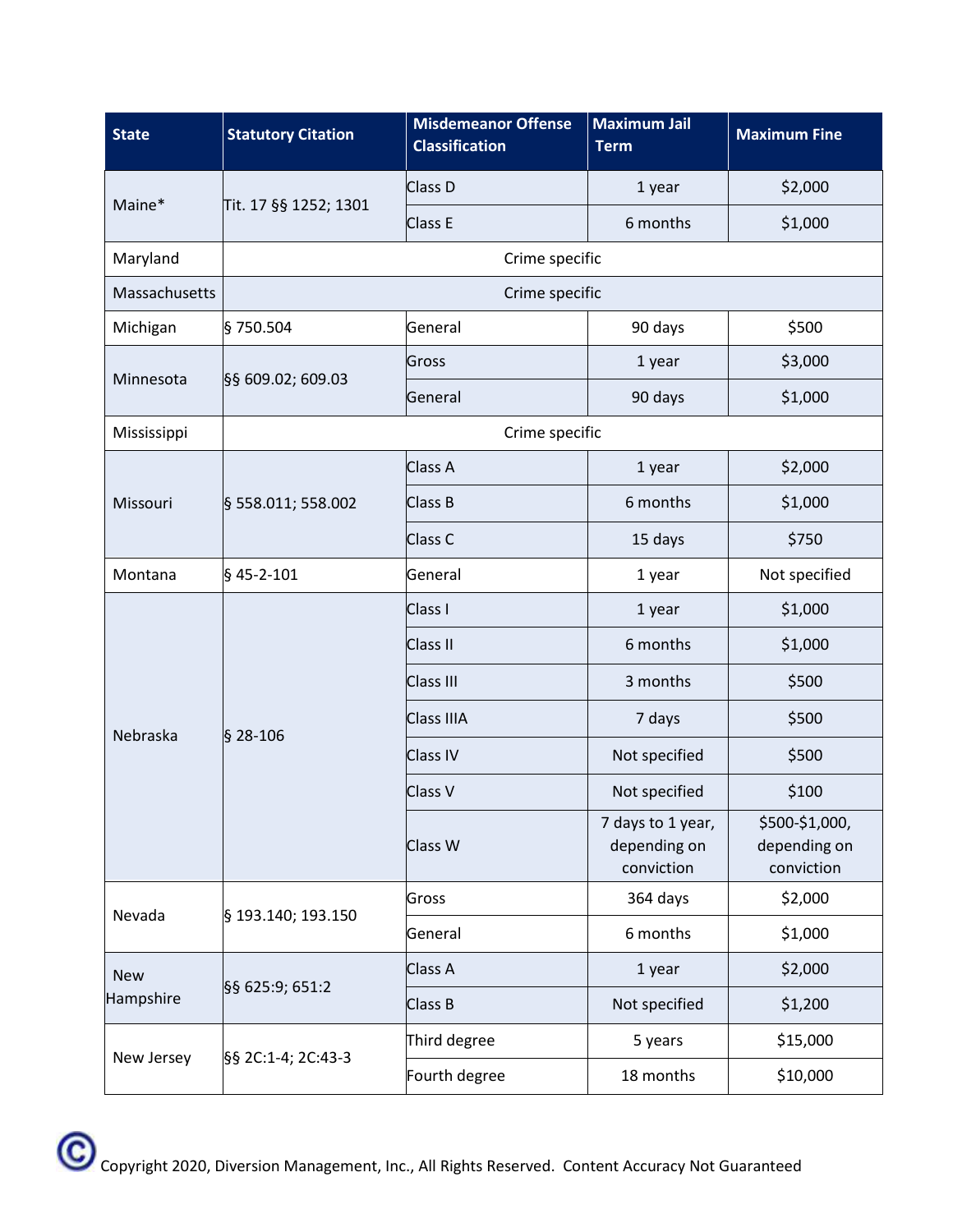| State | Statutory Citation | Misdemeanor Offense Classification | Maximum Jail Term | Maximum Fine |
|---|---|---|---|---|
| Maine* | Tit. 17 §§ 1252; 1301 | Class D | 1 year | $2,000 |
| | | Class E | 6 months | $1,000 |
| Maryland | Crime specific | | | |
| Massachusetts | Crime specific | | | |
| Michigan | § 750.504 | General | 90 days | $500 |
| Minnesota | §§ 609.02; 609.03 | Gross | 1 year | $3,000 |
| | | General | 90 days | $1,000 |
| Mississippi | Crime specific | | | |
| Missouri | § 558.011; 558.002 | Class A | 1 year | $2,000 |
| | | Class B | 6 months | $1,000 |
| | | Class C | 15 days | $750 |
| Montana | § 45-2-101 | General | 1 year | Not specified |
| Nebraska | § 28-106 | Class I | 1 year | $1,000 |
| | | Class II | 6 months | $1,000 |
| | | Class III | 3 months | $500 |
| | | Class IIIA | 7 days | $500 |
| | | Class IV | Not specified | $500 |
| | | Class V | Not specified | $100 |
| | | Class W | 7 days to 1 year, depending on conviction | $500-$1,000, depending on conviction |
| Nevada | § 193.140; 193.150 | Gross | 364 days | $2,000 |
| | | General | 6 months | $1,000 |
| New Hampshire | §§ 625:9; 651:2 | Class A | 1 year | $2,000 |
| | | Class B | Not specified | $1,200 |
| New Jersey | §§ 2C:1-4; 2C:43-3 | Third degree | 5 years | $15,000 |
| | | Fourth degree | 18 months | $10,000 |

Copyright 2020, Diversion Management, Inc., All Rights Reserved. Content Accuracy Not Guaranteed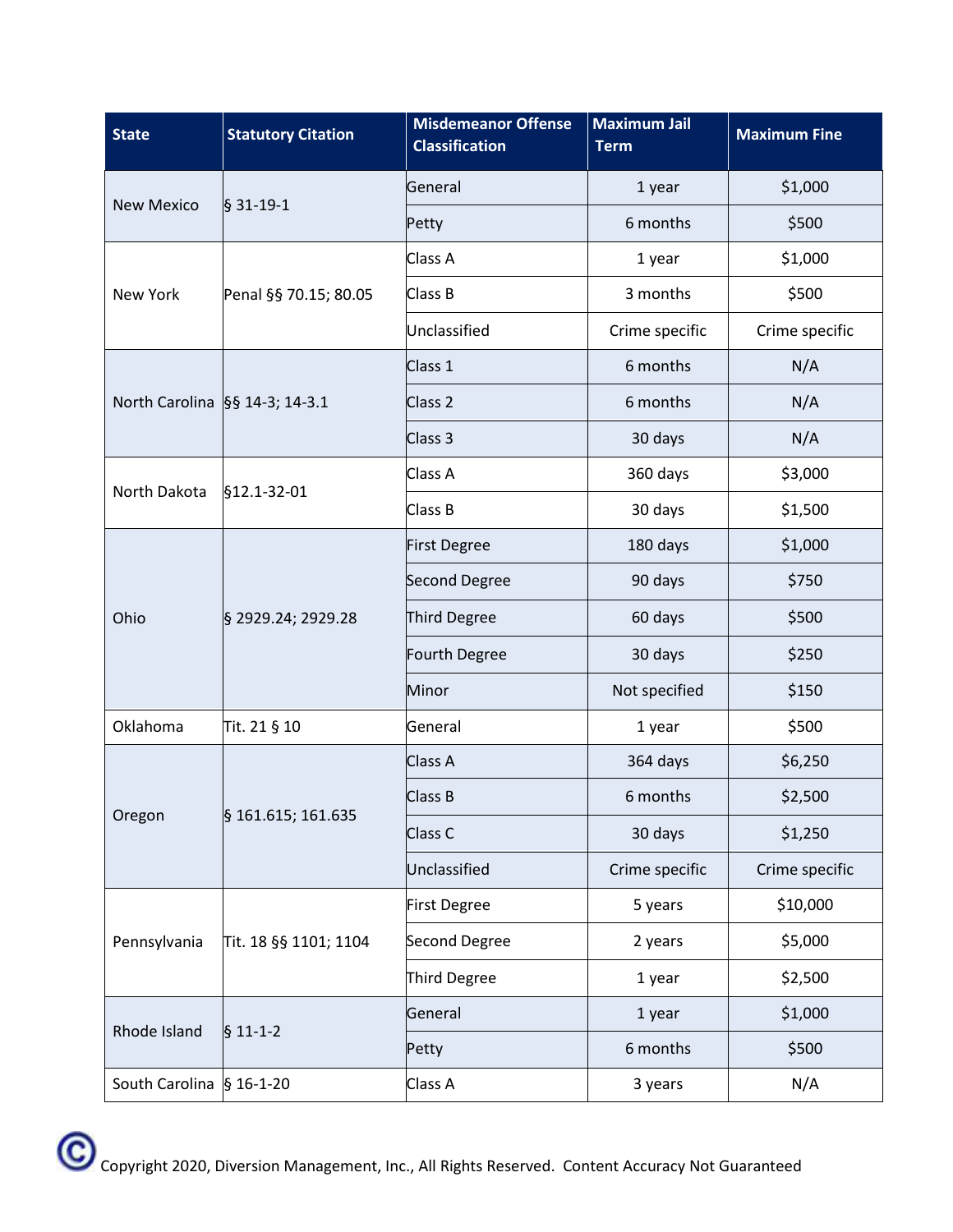| State | Statutory Citation | Misdemeanor Offense Classification | Maximum Jail Term | Maximum Fine |
|---|---|---|---|---|
| New Mexico | § 31-19-1 | General | 1 year | $1,000 |
| | | Petty | 6 months | $500 |
| New York | Penal §§ 70.15; 80.05 | Class A | 1 year | $1,000 |
| | | Class B | 3 months | $500 |
| | | Unclassified | Crime specific | Crime specific |
| North Carolina | §§ 14-3; 14-3.1 | Class 1 | 6 months | N/A |
| | | Class 2 | 6 months | N/A |
| | | Class 3 | 30 days | N/A |
| North Dakota | §12.1-32-01 | Class A | 360 days | $3,000 |
| | | Class B | 30 days | $1,500 |
| Ohio | § 2929.24; 2929.28 | First Degree | 180 days | $1,000 |
| | | Second Degree | 90 days | $750 |
| | | Third Degree | 60 days | $500 |
| | | Fourth Degree | 30 days | $250 |
| | | Minor | Not specified | $150 |
| Oklahoma | Tit. 21 § 10 | General | 1 year | $500 |
| Oregon | § 161.615; 161.635 | Class A | 364 days | $6,250 |
| | | Class B | 6 months | $2,500 |
| | | Class C | 30 days | $1,250 |
| | | Unclassified | Crime specific | Crime specific |
| Pennsylvania | Tit. 18 §§ 1101; 1104 | First Degree | 5 years | $10,000 |
| | | Second Degree | 2 years | $5,000 |
| | | Third Degree | 1 year | $2,500 |
| Rhode Island | § 11-1-2 | General | 1 year | $1,000 |
| | | Petty | 6 months | $500 |
| South Carolina | § 16-1-20 | Class A | 3 years | N/A |

© Copyright 2020, Diversion Management, Inc., All Rights Reserved. Content Accuracy Not Guaranteed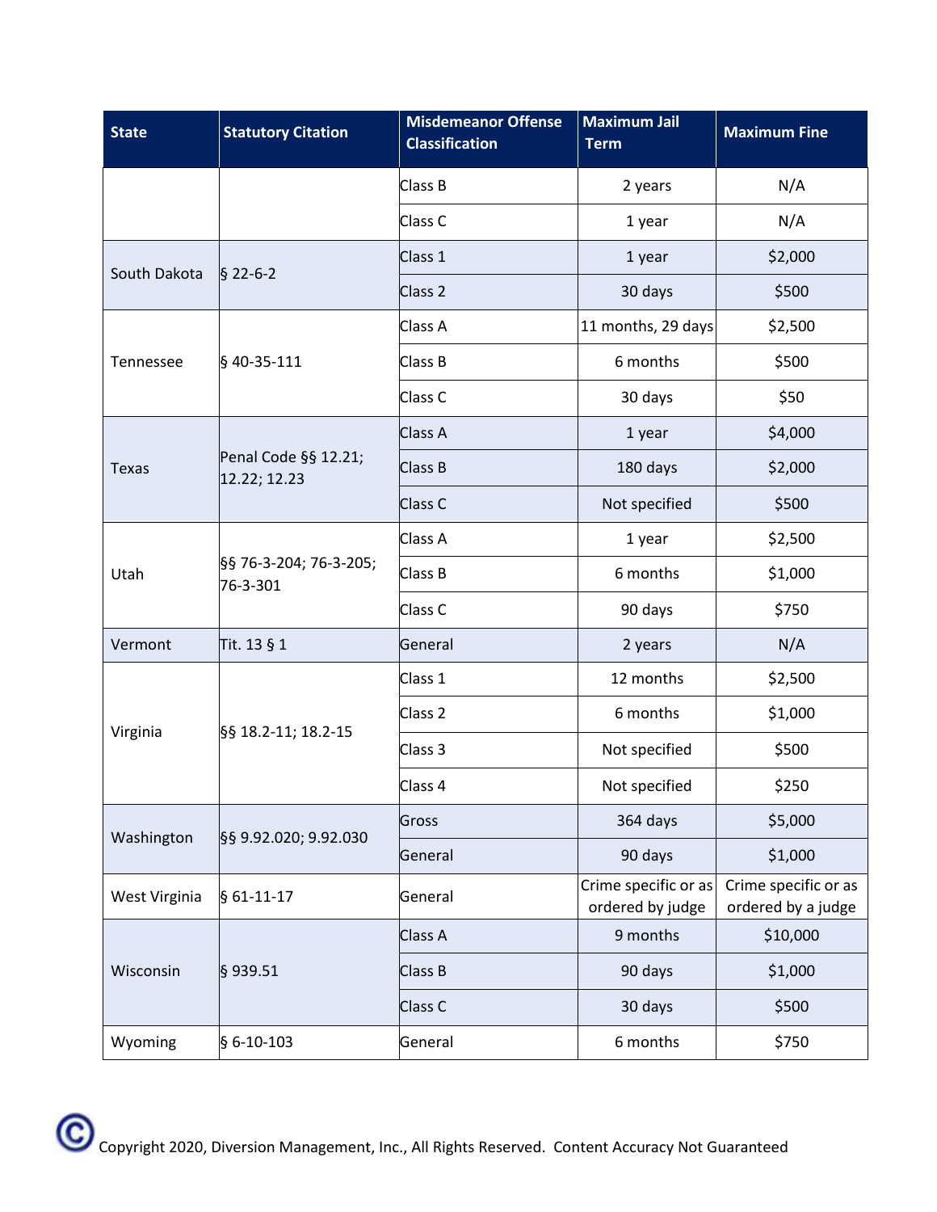| State | Statutory Citation | Misdemeanor Offense Classification | Maximum Jail Term | Maximum Fine |
|---|---|---|---|---|
| | | Class B | 2 years | N/A |
| | | Class C | 1 year | N/A |
| South Dakota | § 22-6-2 | Class 1 | 1 year | $2,000 |
| | | Class 2 | 30 days | $500 |
| Tennessee | § 40-35-111 | Class A | 11 months, 29 days | $2,500 |
| | | Class B | 6 months | $500 |
| | | Class C | 30 days | $50 |
| Texas | Penal Code §§ 12.21; 12.22; 12.23 | Class A | 1 year | $4,000 |
| | | Class B | 180 days | $2,000 |
| | | Class C | Not specified | $500 |
| Utah | §§ 76-3-204; 76-3-205; 76-3-301 | Class A | 1 year | $2,500 |
| | | Class B | 6 months | $1,000 |
| | | Class C | 90 days | $750 |
| Vermont | Tit. 13 § 1 | General | 2 years | N/A |
| Virginia | §§ 18.2-11; 18.2-15 | Class 1 | 12 months | $2,500 |
| | | Class 2 | 6 months | $1,000 |
| | | Class 3 | Not specified | $500 |
| | | Class 4 | Not specified | $250 |
| Washington | §§ 9.92.020; 9.92.030 | Gross | 364 days | $5,000 |
| | | General | 90 days | $1,000 |
| West Virginia | § 61-11-17 | General | Crime specific or as ordered by judge | Crime specific or as ordered by a judge |
| Wisconsin | § 939.51 | Class A | 9 months | $10,000 |
| | | Class B | 90 days | $1,000 |
| | | Class C | 30 days | $500 |
| Wyoming | § 6-10-103 | General | 6 months | $750 |

© Copyright 2020, Diversion Management, Inc., All Rights Reserved. Content Accuracy Not Guaranteed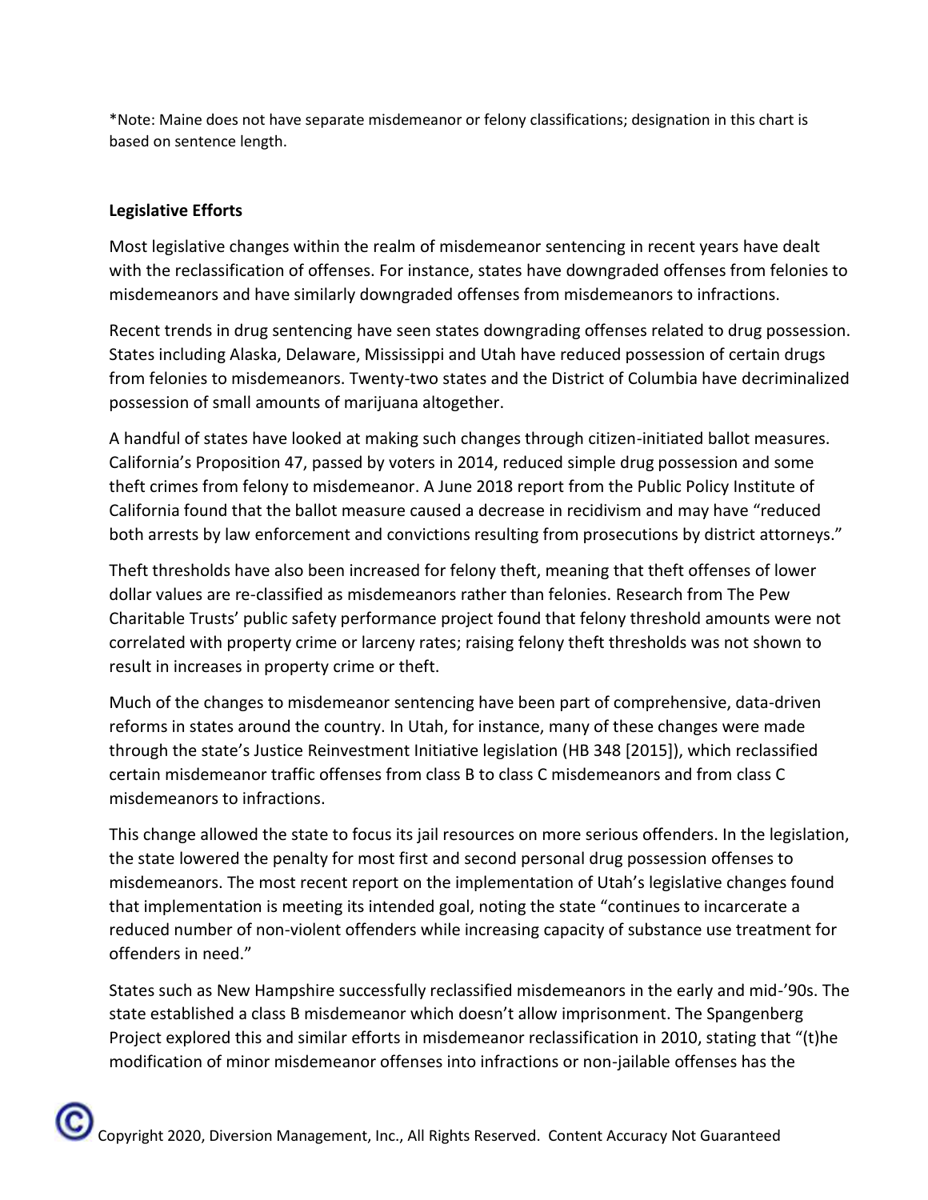*Note: Maine does not have separate misdemeanor or felony classifications; designation in this chart is based on sentence length.

**Legislative Efforts**

Most legislative changes within the realm of misdemeanor sentencing in recent years have dealt with the reclassification of offenses. For instance, states have downgraded offenses from felonies to misdemeanors and have similarly downgraded offenses from misdemeanors to infractions.

Recent trends in drug sentencing have seen states downgrading offenses related to drug possession. States including Alaska, Delaware, Mississippi and Utah have reduced possession of certain drugs from felonies to misdemeanors. Twenty-two states and the District of Columbia have decriminalized possession of small amounts of marijuana altogether.

A handful of states have looked at making such changes through citizen-initiated ballot measures. California's Proposition 47, passed by voters in 2014, reduced simple drug possession and some theft crimes from felony to misdemeanor. A June 2018 report from the Public Policy Institute of California found that the ballot measure caused a decrease in recidivism and may have "reduced both arrests by law enforcement and convictions resulting from prosecutions by district attorneys."

Theft thresholds have also been increased for felony theft, meaning that theft offenses of lower dollar values are re-classified as misdemeanors rather than felonies. Research from The Pew Charitable Trusts' public safety performance project found that felony threshold amounts were not correlated with property crime or larceny rates; raising felony theft thresholds was not shown to result in increases in property crime or theft.

Much of the changes to misdemeanor sentencing have been part of comprehensive, data-driven reforms in states around the country. In Utah, for instance, many of these changes were made through the state's Justice Reinvestment Initiative legislation (HB 348 [2015]), which reclassified certain misdemeanor traffic offenses from class B to class C misdemeanors and from class C misdemeanors to infractions.

This change allowed the state to focus its jail resources on more serious offenders. In the legislation, the state lowered the penalty for most first and second personal drug possession offenses to misdemeanors. The most recent report on the implementation of Utah's legislative changes found that implementation is meeting its intended goal, noting the state "continues to incarcerate a reduced number of non-violent offenders while increasing capacity of substance use treatment for offenders in need."

States such as New Hampshire successfully reclassified misdemeanors in the early and mid-'90s. The state established a class B misdemeanor which doesn't allow imprisonment. The Spangenberg Project explored this and similar efforts in misdemeanor reclassification in 2010, stating that "(t)he modification of minor misdemeanor offenses into infractions or non-jailable offenses has the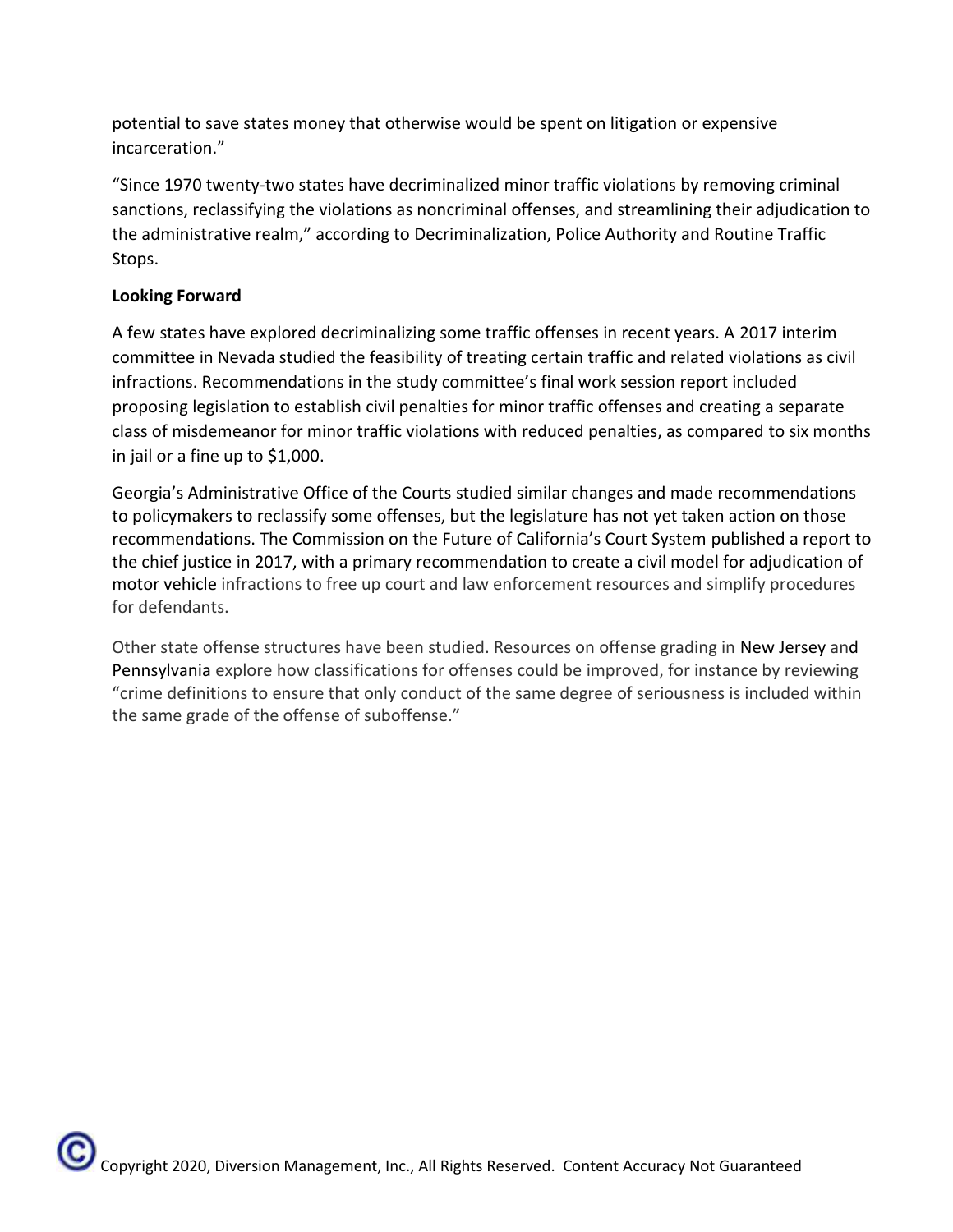potential to save states money that otherwise would be spent on litigation or expensive incarceration."

"Since 1970 twenty-two states have decriminalized minor traffic violations by removing criminal sanctions, reclassifying the violations as noncriminal offenses, and streamlining their adjudication to the administrative realm," according to Decriminalization, Police Authority and Routine Traffic Stops.

**Looking Forward**

A few states have explored decriminalizing some traffic offenses in recent years. A 2017 interim committee in Nevada studied the feasibility of treating certain traffic and related violations as civil infractions. Recommendations in the study committee's final work session report included proposing legislation to establish civil penalties for minor traffic offenses and creating a separate class of misdemeanor for minor traffic violations with reduced penalties, as compared to six months in jail or a fine up to $1,000.

Georgia's Administrative Office of the Courts studied similar changes and made recommendations to policymakers to reclassify some offenses, but the legislature has not yet taken action on those recommendations. The Commission on the Future of California's Court System published a report to the chief justice in 2017, with a primary recommendation to create a civil model for adjudication of motor vehicle infractions to free up court and law enforcement resources and simplify procedures for defendants.

Other state offense structures have been studied. Resources on offense grading in New Jersey and Pennsylvania explore how classifications for offenses could be improved, for instance by reviewing "crime definitions to ensure that only conduct of the same degree of seriousness is included within the same grade of the offense of suboffense."

Copyright 2020, Diversion Management, Inc., All Rights Reserved. Content Accuracy Not Guaranteed